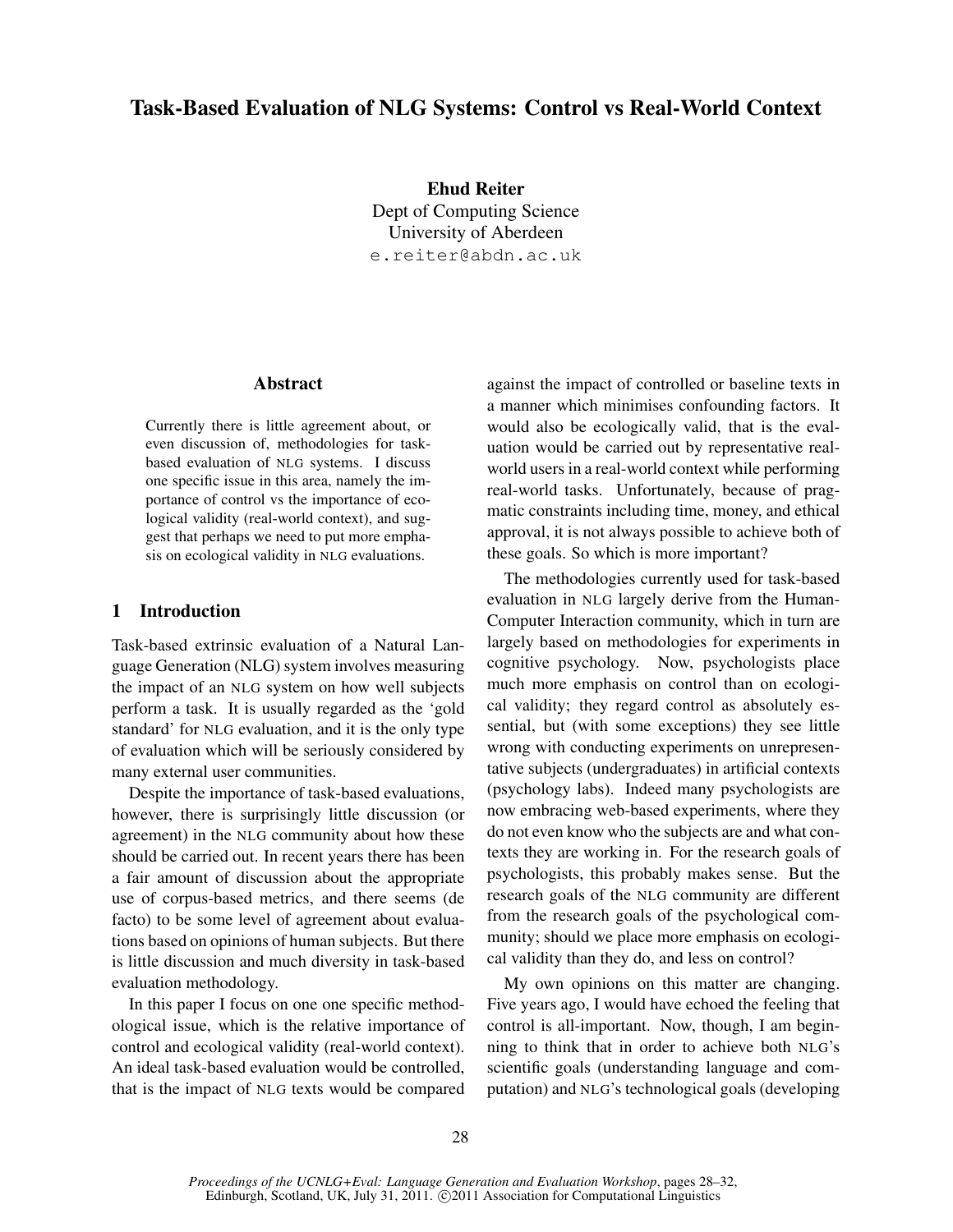# Task-Based Evaluation of NLG Systems: Control vs Real-World Context

**Ehud Reiter**
Dept of Computing Science
University of Aberdeen
e.reiter@abdn.ac.uk

## Abstract

Currently there is little agreement about, or even discussion of, methodologies for task-based evaluation of NLG systems. I discuss one specific issue in this area, namely the importance of control vs the importance of ecological validity (real-world context), and suggest that perhaps we need to put more emphasis on ecological validity in NLG evaluations.

## 1 Introduction

Task-based extrinsic evaluation of a Natural Language Generation (NLG) system involves measuring the impact of an NLG system on how well subjects perform a task. It is usually regarded as the 'gold standard' for NLG evaluation, and it is the only type of evaluation which will be seriously considered by many external user communities.

Despite the importance of task-based evaluations, however, there is surprisingly little discussion (or agreement) in the NLG community about how these should be carried out. In recent years there has been a fair amount of discussion about the appropriate use of corpus-based metrics, and there seems (de facto) to be some level of agreement about evaluations based on opinions of human subjects. But there is little discussion and much diversity in task-based evaluation methodology.

In this paper I focus on one one specific methodological issue, which is the relative importance of control and ecological validity (real-world context). An ideal task-based evaluation would be controlled, that is the impact of NLG texts would be compared against the impact of controlled or baseline texts in a manner which minimises confounding factors. It would also be ecologically valid, that is the evaluation would be carried out by representative real-world users in a real-world context while performing real-world tasks. Unfortunately, because of pragmatic constraints including time, money, and ethical approval, it is not always possible to achieve both of these goals. So which is more important?

The methodologies currently used for task-based evaluation in NLG largely derive from the Human-Computer Interaction community, which in turn are largely based on methodologies for experiments in cognitive psychology. Now, psychologists place much more emphasis on control than on ecological validity; they regard control as absolutely essential, but (with some exceptions) they see little wrong with conducting experiments on unrepresentative subjects (undergraduates) in artificial contexts (psychology labs). Indeed many psychologists are now embracing web-based experiments, where they do not even know who the subjects are and what contexts they are working in. For the research goals of psychologists, this probably makes sense. But the research goals of the NLG community are different from the research goals of the psychological community; should we place more emphasis on ecological validity than they do, and less on control?

My own opinions on this matter are changing. Five years ago, I would have echoed the feeling that control is all-important. Now, though, I am beginning to think that in order to achieve both NLG's scientific goals (understanding language and computation) and NLG's technological goals (developing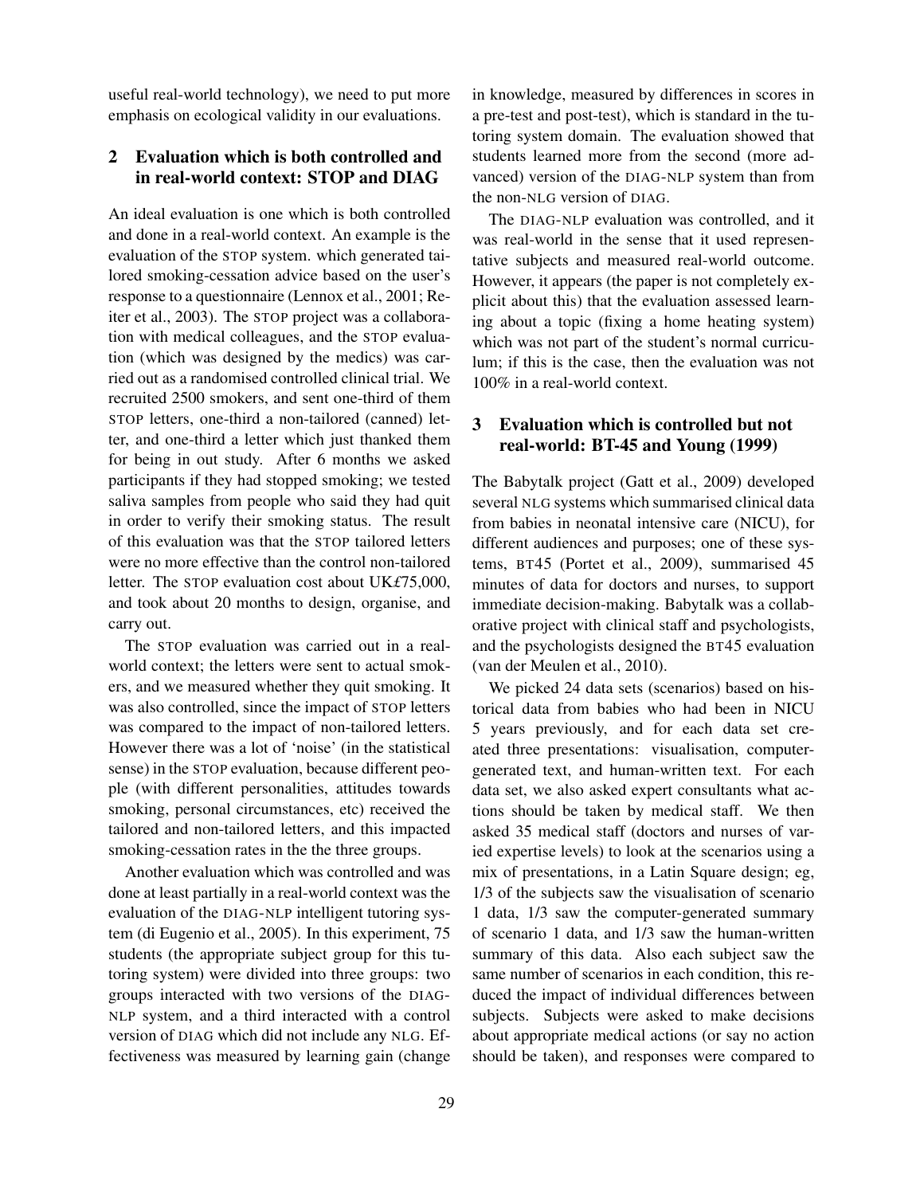useful real-world technology), we need to put more emphasis on ecological validity in our evaluations.

## 2 Evaluation which is both controlled and in real-world context: STOP and DIAG

An ideal evaluation is one which is both controlled and done in a real-world context. An example is the evaluation of the STOP system. which generated tailored smoking-cessation advice based on the user's response to a questionnaire (Lennox et al., 2001; Reiter et al., 2003). The STOP project was a collaboration with medical colleagues, and the STOP evaluation (which was designed by the medics) was carried out as a randomised controlled clinical trial. We recruited 2500 smokers, and sent one-third of them STOP letters, one-third a non-tailored (canned) letter, and one-third a letter which just thanked them for being in out study. After 6 months we asked participants if they had stopped smoking; we tested saliva samples from people who said they had quit in order to verify their smoking status. The result of this evaluation was that the STOP tailored letters were no more effective than the control non-tailored letter. The STOP evaluation cost about UK£75,000, and took about 20 months to design, organise, and carry out.

The STOP evaluation was carried out in a real-world context; the letters were sent to actual smokers, and we measured whether they quit smoking. It was also controlled, since the impact of STOP letters was compared to the impact of non-tailored letters. However there was a lot of 'noise' (in the statistical sense) in the STOP evaluation, because different people (with different personalities, attitudes towards smoking, personal circumstances, etc) received the tailored and non-tailored letters, and this impacted smoking-cessation rates in the the three groups.

Another evaluation which was controlled and was done at least partially in a real-world context was the evaluation of the DIAG-NLP intelligent tutoring system (di Eugenio et al., 2005). In this experiment, 75 students (the appropriate subject group for this tutoring system) were divided into three groups: two groups interacted with two versions of the DIAG-NLP system, and a third interacted with a control version of DIAG which did not include any NLG. Effectiveness was measured by learning gain (change in knowledge, measured by differences in scores in a pre-test and post-test), which is standard in the tutoring system domain. The evaluation showed that students learned more from the second (more advanced) version of the DIAG-NLP system than from the non-NLG version of DIAG.

The DIAG-NLP evaluation was controlled, and it was real-world in the sense that it used representative subjects and measured real-world outcome. However, it appears (the paper is not completely explicit about this) that the evaluation assessed learning about a topic (fixing a home heating system) which was not part of the student's normal curriculum; if this is the case, then the evaluation was not 100% in a real-world context.

## 3 Evaluation which is controlled but not real-world: BT-45 and Young (1999)

The Babytalk project (Gatt et al., 2009) developed several NLG systems which summarised clinical data from babies in neonatal intensive care (NICU), for different audiences and purposes; one of these systems, BT45 (Portet et al., 2009), summarised 45 minutes of data for doctors and nurses, to support immediate decision-making. Babytalk was a collaborative project with clinical staff and psychologists, and the psychologists designed the BT45 evaluation (van der Meulen et al., 2010).

We picked 24 data sets (scenarios) based on historical data from babies who had been in NICU 5 years previously, and for each data set created three presentations: visualisation, computer-generated text, and human-written text. For each data set, we also asked expert consultants what actions should be taken by medical staff. We then asked 35 medical staff (doctors and nurses of varied expertise levels) to look at the scenarios using a mix of presentations, in a Latin Square design; eg, 1/3 of the subjects saw the visualisation of scenario 1 data, 1/3 saw the computer-generated summary of scenario 1 data, and 1/3 saw the human-written summary of this data. Also each subject saw the same number of scenarios in each condition, this reduced the impact of individual differences between subjects. Subjects were asked to make decisions about appropriate medical actions (or say no action should be taken), and responses were compared to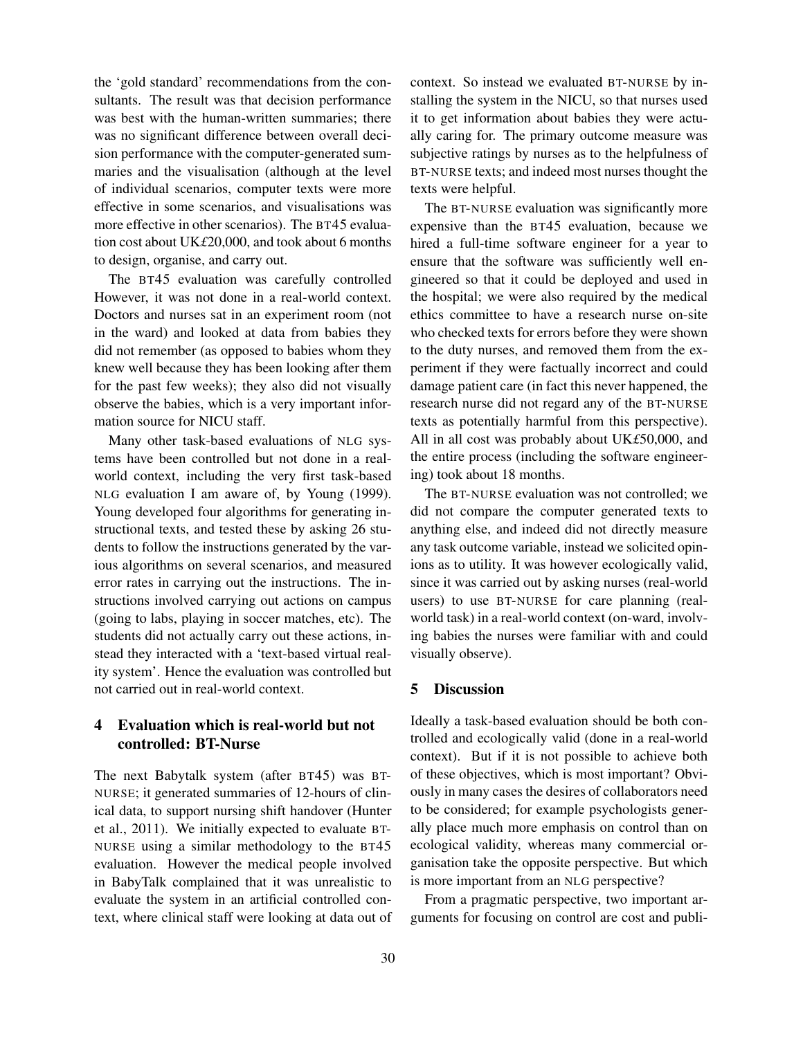the 'gold standard' recommendations from the consultants. The result was that decision performance was best with the human-written summaries; there was no significant difference between overall decision performance with the computer-generated summaries and the visualisation (although at the level of individual scenarios, computer texts were more effective in some scenarios, and visualisations was more effective in other scenarios). The BT45 evaluation cost about UK£20,000, and took about 6 months to design, organise, and carry out.

The BT45 evaluation was carefully controlled However, it was not done in a real-world context. Doctors and nurses sat in an experiment room (not in the ward) and looked at data from babies they did not remember (as opposed to babies whom they knew well because they has been looking after them for the past few weeks); they also did not visually observe the babies, which is a very important information source for NICU staff.

Many other task-based evaluations of NLG systems have been controlled but not done in a real-world context, including the very first task-based NLG evaluation I am aware of, by Young (1999). Young developed four algorithms for generating instructional texts, and tested these by asking 26 students to follow the instructions generated by the various algorithms on several scenarios, and measured error rates in carrying out the instructions. The instructions involved carrying out actions on campus (going to labs, playing in soccer matches, etc). The students did not actually carry out these actions, instead they interacted with a 'text-based virtual reality system'. Hence the evaluation was controlled but not carried out in real-world context.

## 4 Evaluation which is real-world but not controlled: BT-Nurse

The next Babytalk system (after BT45) was BT-NURSE; it generated summaries of 12-hours of clinical data, to support nursing shift handover (Hunter et al., 2011). We initially expected to evaluate BT-NURSE using a similar methodology to the BT45 evaluation. However the medical people involved in BabyTalk complained that it was unrealistic to evaluate the system in an artificial controlled context, where clinical staff were looking at data out of context. So instead we evaluated BT-NURSE by installing the system in the NICU, so that nurses used it to get information about babies they were actually caring for. The primary outcome measure was subjective ratings by nurses as to the helpfulness of BT-NURSE texts; and indeed most nurses thought the texts were helpful.

The BT-NURSE evaluation was significantly more expensive than the BT45 evaluation, because we hired a full-time software engineer for a year to ensure that the software was sufficiently well engineered so that it could be deployed and used in the hospital; we were also required by the medical ethics committee to have a research nurse on-site who checked texts for errors before they were shown to the duty nurses, and removed them from the experiment if they were factually incorrect and could damage patient care (in fact this never happened, the research nurse did not regard any of the BT-NURSE texts as potentially harmful from this perspective). All in all cost was probably about UK£50,000, and the entire process (including the software engineering) took about 18 months.

The BT-NURSE evaluation was not controlled; we did not compare the computer generated texts to anything else, and indeed did not directly measure any task outcome variable, instead we solicited opinions as to utility. It was however ecologically valid, since it was carried out by asking nurses (real-world users) to use BT-NURSE for care planning (real-world task) in a real-world context (on-ward, involving babies the nurses were familiar with and could visually observe).

## 5 Discussion

Ideally a task-based evaluation should be both controlled and ecologically valid (done in a real-world context). But if it is not possible to achieve both of these objectives, which is most important? Obviously in many cases the desires of collaborators need to be considered; for example psychologists generally place much more emphasis on control than on ecological validity, whereas many commercial organisation take the opposite perspective. But which is more important from an NLG perspective?

From a pragmatic perspective, two important arguments for focusing on control are cost and publi-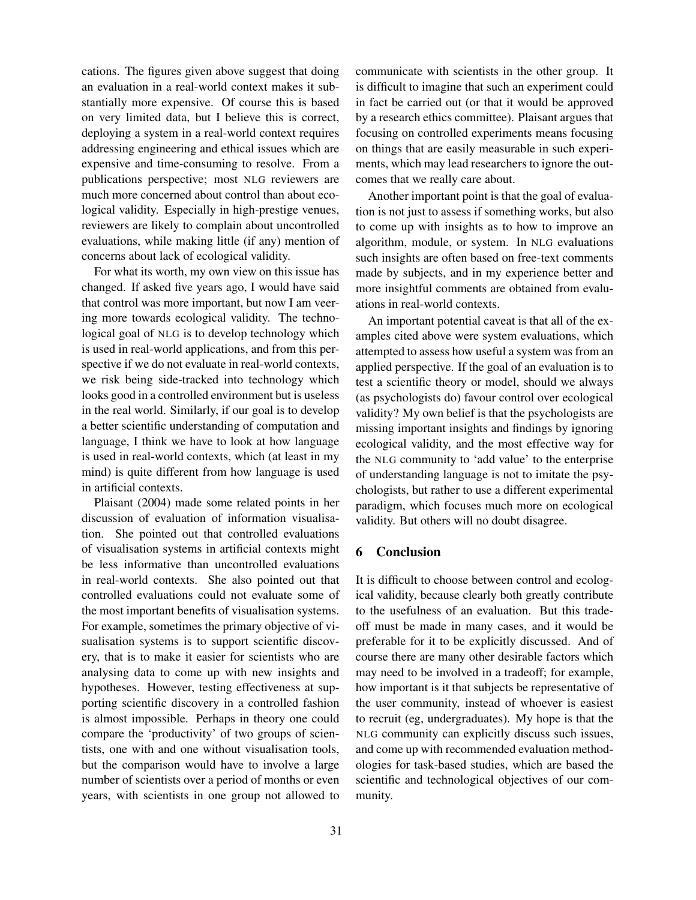cations. The figures given above suggest that doing an evaluation in a real-world context makes it substantially more expensive. Of course this is based on very limited data, but I believe this is correct, deploying a system in a real-world context requires addressing engineering and ethical issues which are expensive and time-consuming to resolve. From a publications perspective; most NLG reviewers are much more concerned about control than about ecological validity. Especially in high-prestige venues, reviewers are likely to complain about uncontrolled evaluations, while making little (if any) mention of concerns about lack of ecological validity.

For what its worth, my own view on this issue has changed. If asked five years ago, I would have said that control was more important, but now I am veering more towards ecological validity. The technological goal of NLG is to develop technology which is used in real-world applications, and from this perspective if we do not evaluate in real-world contexts, we risk being side-tracked into technology which looks good in a controlled environment but is useless in the real world. Similarly, if our goal is to develop a better scientific understanding of computation and language, I think we have to look at how language is used in real-world contexts, which (at least in my mind) is quite different from how language is used in artificial contexts.

Plaisant (2004) made some related points in her discussion of evaluation of information visualisation. She pointed out that controlled evaluations of visualisation systems in artificial contexts might be less informative than uncontrolled evaluations in real-world contexts. She also pointed out that controlled evaluations could not evaluate some of the most important benefits of visualisation systems. For example, sometimes the primary objective of visualisation systems is to support scientific discovery, that is to make it easier for scientists who are analysing data to come up with new insights and hypotheses. However, testing effectiveness at supporting scientific discovery in a controlled fashion is almost impossible. Perhaps in theory one could compare the 'productivity' of two groups of scientists, one with and one without visualisation tools, but the comparison would have to involve a large number of scientists over a period of months or even years, with scientists in one group not allowed to communicate with scientists in the other group. It is difficult to imagine that such an experiment could in fact be carried out (or that it would be approved by a research ethics committee). Plaisant argues that focusing on controlled experiments means focusing on things that are easily measurable in such experiments, which may lead researchers to ignore the outcomes that we really care about.

Another important point is that the goal of evaluation is not just to assess if something works, but also to come up with insights as to how to improve an algorithm, module, or system. In NLG evaluations such insights are often based on free-text comments made by subjects, and in my experience better and more insightful comments are obtained from evaluations in real-world contexts.

An important potential caveat is that all of the examples cited above were system evaluations, which attempted to assess how useful a system was from an applied perspective. If the goal of an evaluation is to test a scientific theory or model, should we always (as psychologists do) favour control over ecological validity? My own belief is that the psychologists are missing important insights and findings by ignoring ecological validity, and the most effective way for the NLG community to 'add value' to the enterprise of understanding language is not to imitate the psychologists, but rather to use a different experimental paradigm, which focuses much more on ecological validity. But others will no doubt disagree.

## 6 Conclusion

It is difficult to choose between control and ecological validity, because clearly both greatly contribute to the usefulness of an evaluation. But this tradeoff must be made in many cases, and it would be preferable for it to be explicitly discussed. And of course there are many other desirable factors which may need to be involved in a tradeoff; for example, how important is it that subjects be representative of the user community, instead of whoever is easiest to recruit (eg, undergraduates). My hope is that the NLG community can explicitly discuss such issues, and come up with recommended evaluation methodologies for task-based studies, which are based the scientific and technological objectives of our community.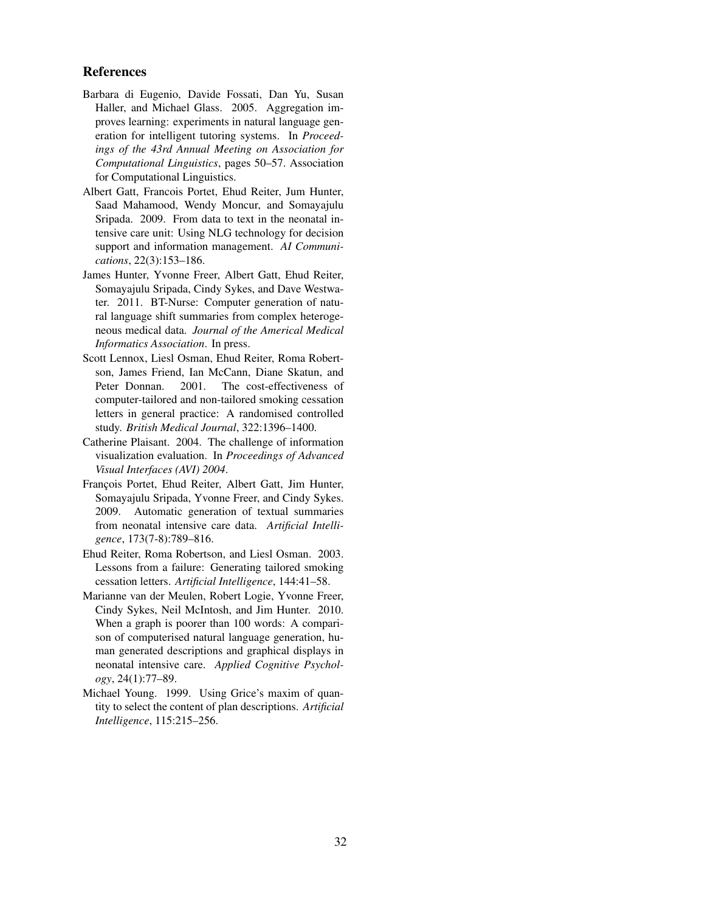## References

Barbara di Eugenio, Davide Fossati, Dan Yu, Susan Haller, and Michael Glass. 2005. Aggregation improves learning: experiments in natural language generation for intelligent tutoring systems. In *Proceedings of the 43rd Annual Meeting on Association for Computational Linguistics*, pages 50–57. Association for Computational Linguistics.

Albert Gatt, Francois Portet, Ehud Reiter, Jum Hunter, Saad Mahamood, Wendy Moncur, and Somayajulu Sripada. 2009. From data to text in the neonatal intensive care unit: Using NLG technology for decision support and information management. *AI Communications*, 22(3):153–186.

James Hunter, Yvonne Freer, Albert Gatt, Ehud Reiter, Somayajulu Sripada, Cindy Sykes, and Dave Westwater. 2011. BT-Nurse: Computer generation of natural language shift summaries from complex heterogeneous medical data. *Journal of the Americal Medical Informatics Association*. In press.

Scott Lennox, Liesl Osman, Ehud Reiter, Roma Robertson, James Friend, Ian McCann, Diane Skatun, and Peter Donnan. 2001. The cost-effectiveness of computer-tailored and non-tailored smoking cessation letters in general practice: A randomised controlled study. *British Medical Journal*, 322:1396–1400.

Catherine Plaisant. 2004. The challenge of information visualization evaluation. In *Proceedings of Advanced Visual Interfaces (AVI) 2004*.

François Portet, Ehud Reiter, Albert Gatt, Jim Hunter, Somayajulu Sripada, Yvonne Freer, and Cindy Sykes. 2009. Automatic generation of textual summaries from neonatal intensive care data. *Artificial Intelligence*, 173(7-8):789–816.

Ehud Reiter, Roma Robertson, and Liesl Osman. 2003. Lessons from a failure: Generating tailored smoking cessation letters. *Artificial Intelligence*, 144:41–58.

Marianne van der Meulen, Robert Logie, Yvonne Freer, Cindy Sykes, Neil McIntosh, and Jim Hunter. 2010. When a graph is poorer than 100 words: A comparison of computerised natural language generation, human generated descriptions and graphical displays in neonatal intensive care. *Applied Cognitive Psychology*, 24(1):77–89.

Michael Young. 1999. Using Grice's maxim of quantity to select the content of plan descriptions. *Artificial Intelligence*, 115:215–256.